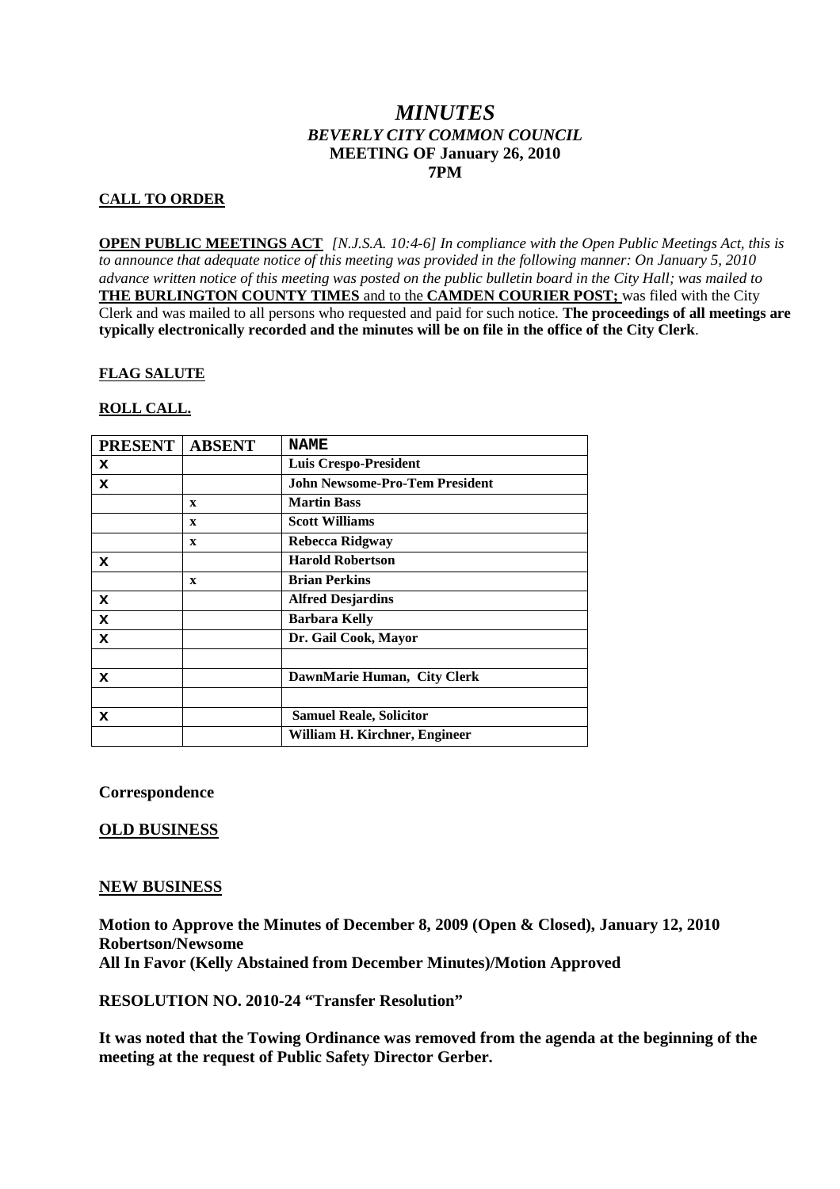# *MINUTES*
## *BEVERLY CITY COMMON COUNCIL*
## MEETING OF January 26, 2010
## 7PM

**CALL TO ORDER**

**OPEN PUBLIC MEETINGS ACT** *[N.J.S.A. 10:4-6] In compliance with the Open Public Meetings Act, this is to announce that adequate notice of this meeting was provided in the following manner: On January 5, 2010 advance written notice of this meeting was posted on the public bulletin board in the City Hall; was mailed to* **THE BURLINGTON COUNTY TIMES** and to the **CAMDEN COURIER POST;** was filed with the City Clerk and was mailed to all persons who requested and paid for such notice. **The proceedings of all meetings are typically electronically recorded and the minutes will be on file in the office of the City Clerk**.

**FLAG SALUTE**

**ROLL CALL.**

| PRESENT | ABSENT | NAME |
|---|---|---|
| X | | Luis Crespo-President |
| X | | John Newsome-Pro-Tem President |
| | x | Martin Bass |
| | x | Scott Williams |
| | x | Rebecca Ridgway |
| X | | Harold Robertson |
| | x | Brian Perkins |
| X | | Alfred Desjardins |
| X | | Barbara Kelly |
| X | | Dr. Gail Cook, Mayor |
| | | |
| X | | DawnMarie Human, City Clerk |
| | | |
| X | | Samuel Reale, Solicitor |
| | | William H. Kirchner, Engineer |

**Correspondence**

**OLD BUSINESS**

**NEW BUSINESS**

**Motion to Approve the Minutes of December 8, 2009 (Open & Closed), January 12, 2010**
**Robertson/Newsome**
**All In Favor (Kelly Abstained from December Minutes)/Motion Approved**

**RESOLUTION NO. 2010-24 "Transfer Resolution"**

**It was noted that the Towing Ordinance was removed from the agenda at the beginning of the meeting at the request of Public Safety Director Gerber.**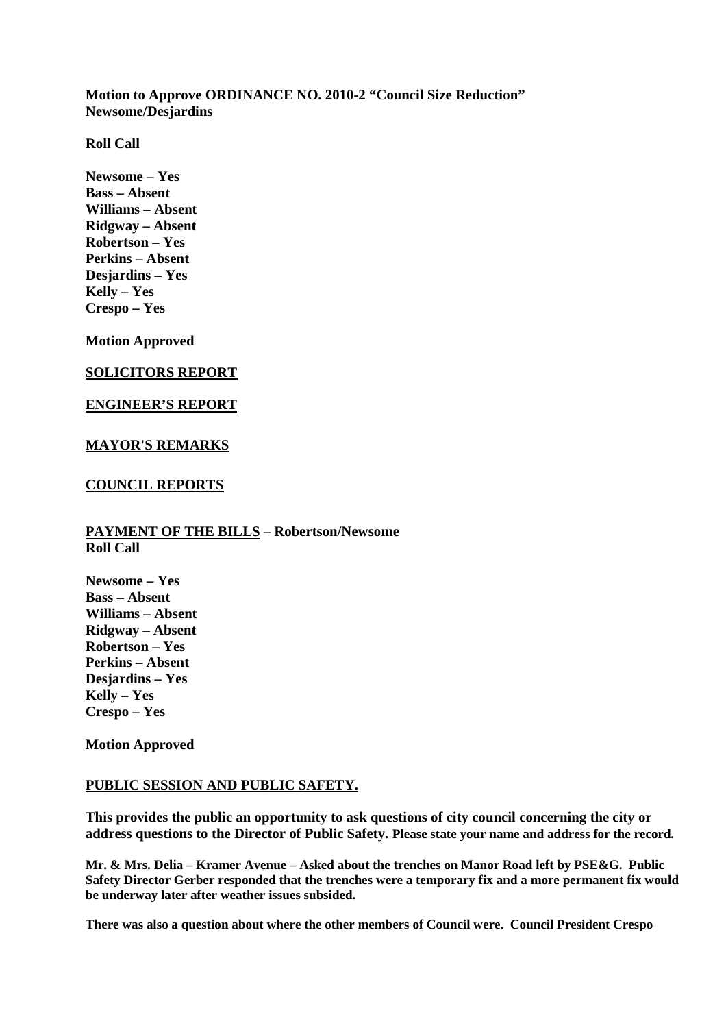**Motion to Approve ORDINANCE NO. 2010-2 "Council Size Reduction"**
**Newsome/Desjardins**

**Roll Call**

**Newsome – Yes**
**Bass – Absent**
**Williams – Absent**
**Ridgway – Absent**
**Robertson – Yes**
**Perkins – Absent**
**Desjardins – Yes**
**Kelly – Yes**
**Crespo – Yes**

**Motion Approved**

**SOLICITORS REPORT**

**ENGINEER'S REPORT**

**MAYOR'S REMARKS**

**COUNCIL REPORTS**

**PAYMENT OF THE BILLS – Robertson/Newsome**
**Roll Call**

**Newsome – Yes**
**Bass – Absent**
**Williams – Absent**
**Ridgway – Absent**
**Robertson – Yes**
**Perkins – Absent**
**Desjardins – Yes**
**Kelly – Yes**
**Crespo – Yes**

**Motion Approved**

**PUBLIC SESSION AND PUBLIC SAFETY.**

**This provides the public an opportunity to ask questions of city council concerning the city or address questions to the Director of Public Safety. Please state your name and address for the record.**

**Mr. & Mrs. Delia – Kramer Avenue – Asked about the trenches on Manor Road left by PSE&G. Public Safety Director Gerber responded that the trenches were a temporary fix and a more permanent fix would be underway later after weather issues subsided.**

**There was also a question about where the other members of Council were. Council President Crespo**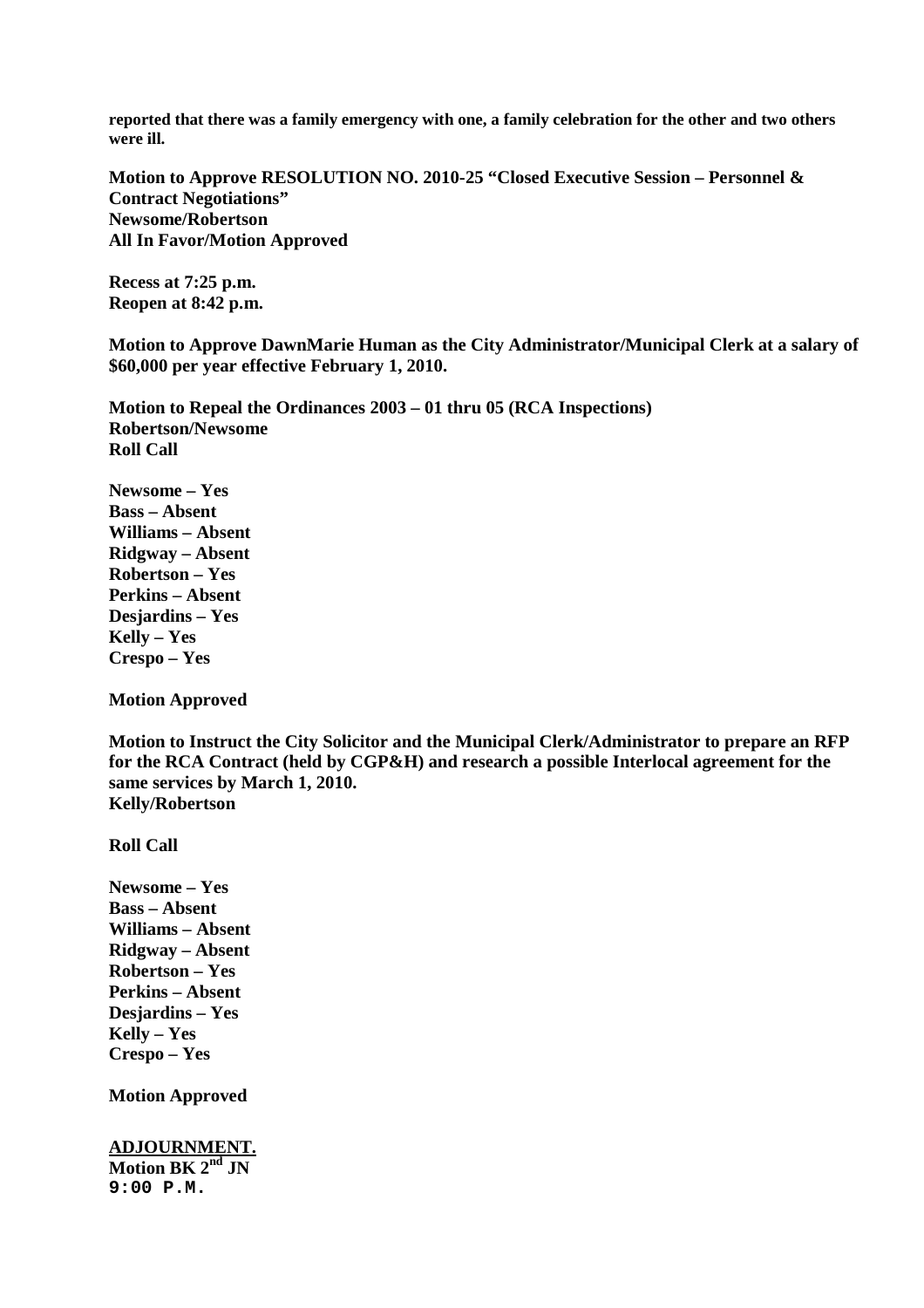**reported that there was a family emergency with one, a family celebration for the other and two others were ill.**

**Motion to Approve RESOLUTION NO. 2010-25 "Closed Executive Session – Personnel & Contract Negotiations"**
**Newsome/Robertson**
**All In Favor/Motion Approved**

**Recess at 7:25 p.m.**
**Reopen at 8:42 p.m.**

**Motion to Approve DawnMarie Human as the City Administrator/Municipal Clerk at a salary of $60,000 per year effective February 1, 2010.**

**Motion to Repeal the Ordinances 2003 – 01 thru 05 (RCA Inspections)**
**Robertson/Newsome**
**Roll Call**

**Newsome – Yes**
**Bass – Absent**
**Williams – Absent**
**Ridgway – Absent**
**Robertson – Yes**
**Perkins – Absent**
**Desjardins – Yes**
**Kelly – Yes**
**Crespo – Yes**

**Motion Approved**

**Motion to Instruct the City Solicitor and the Municipal Clerk/Administrator to prepare an RFP for the RCA Contract (held by CGP&H) and research a possible Interlocal agreement for the same services by March 1, 2010.**
**Kelly/Robertson**

**Roll Call**

**Newsome – Yes**
**Bass – Absent**
**Williams – Absent**
**Ridgway – Absent**
**Robertson – Yes**
**Perkins – Absent**
**Desjardins – Yes**
**Kelly – Yes**
**Crespo – Yes**

**Motion Approved**

**ADJOURNMENT.**
**Motion BK 2nd JN**
**9:00 P.M.**